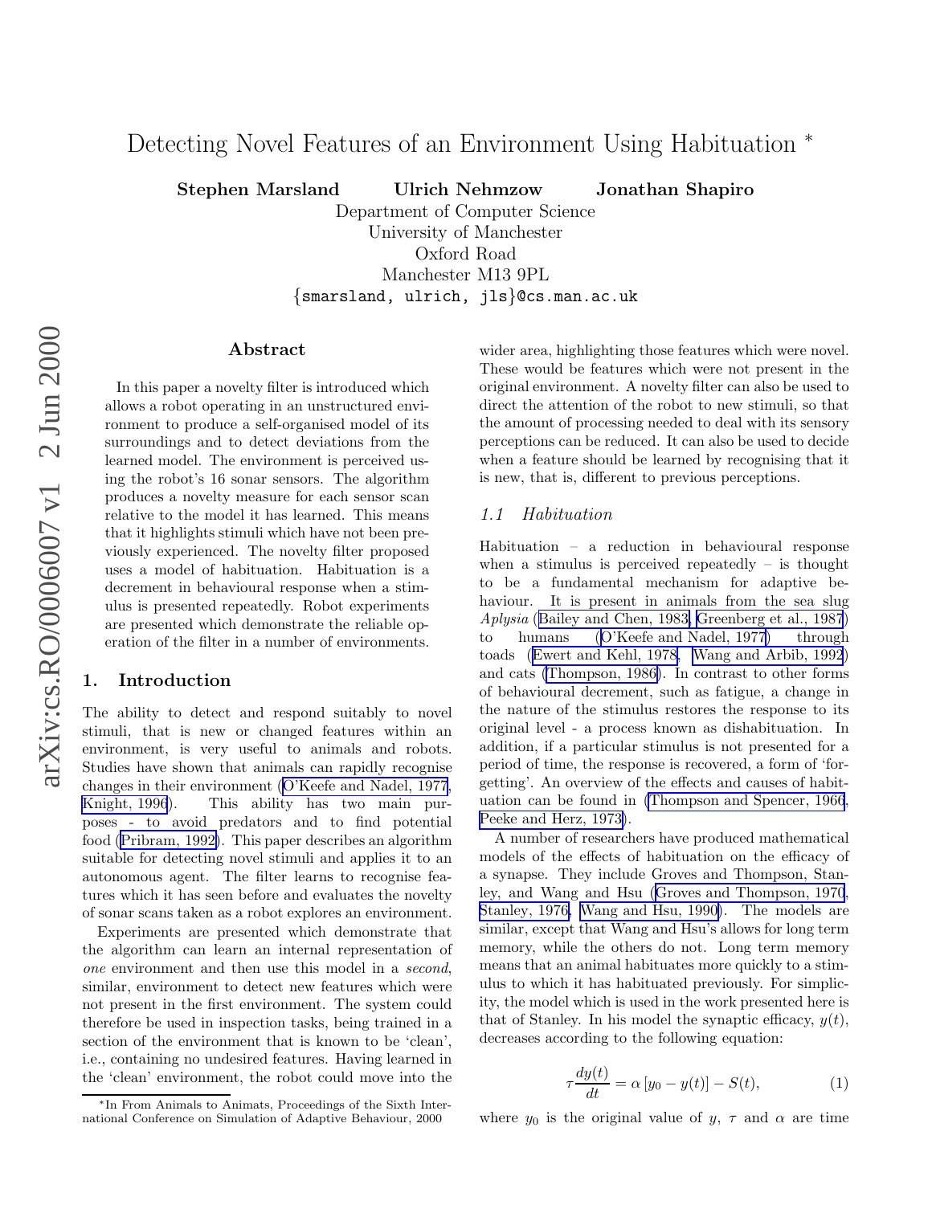# Detecting Novel Features of an Environment Using Habituation *

**Stephen Marsland** **Ulrich Nehmzow** **Jonathan Shapiro**

Department of Computer Science
University of Manchester
Oxford Road
Manchester M13 9PL
{smarsland, ulrich, jls}@cs.man.ac.uk

## Abstract

In this paper a novelty filter is introduced which allows a robot operating in an unstructured environment to produce a self-organised model of its surroundings and to detect deviations from the learned model. The environment is perceived using the robot's 16 sonar sensors. The algorithm produces a novelty measure for each sensor scan relative to the model it has learned. This means that it highlights stimuli which have not been previously experienced. The novelty filter proposed uses a model of habituation. Habituation is a decrement in behavioural response when a stimulus is presented repeatedly. Robot experiments are presented which demonstrate the reliable operation of the filter in a number of environments.

## 1. Introduction

The ability to detect and respond suitably to novel stimuli, that is new or changed features within an environment, is very useful to animals and robots. Studies have shown that animals can rapidly recognise changes in their environment (O'Keefe and Nadel, 1977, Knight, 1996). This ability has two main purposes - to avoid predators and to find potential food (Pribram, 1992). This paper describes an algorithm suitable for detecting novel stimuli and applies it to an autonomous agent. The filter learns to recognise features which it has seen before and evaluates the novelty of sonar scans taken as a robot explores an environment.

Experiments are presented which demonstrate that the algorithm can learn an internal representation of *one* environment and then use this model in a *second*, similar, environment to detect new features which were not present in the first environment. The system could therefore be used in inspection tasks, being trained in a section of the environment that is known to be 'clean', i.e., containing no undesired features. Having learned in the 'clean' environment, the robot could move into the wider area, highlighting those features which were novel. These would be features which were not present in the original environment. A novelty filter can also be used to direct the attention of the robot to new stimuli, so that the amount of processing needed to deal with its sensory perceptions can be reduced. It can also be used to decide when a feature should be learned by recognising that it is new, that is, different to previous perceptions.

### 1.1 Habituation

Habituation – a reduction in behavioural response when a stimulus is perceived repeatedly – is thought to be a fundamental mechanism for adaptive behaviour. It is present in animals from the sea slug *Aplysia* (Bailey and Chen, 1983, Greenberg et al., 1987) to humans (O'Keefe and Nadel, 1977) through toads (Ewert and Kehl, 1978, Wang and Arbib, 1992) and cats (Thompson, 1986). In contrast to other forms of behavioural decrement, such as fatigue, a change in the nature of the stimulus restores the response to its original level - a process known as dishabituation. In addition, if a particular stimulus is not presented for a period of time, the response is recovered, a form of 'forgetting'. An overview of the effects and causes of habituation can be found in (Thompson and Spencer, 1966, Peeke and Herz, 1973).

A number of researchers have produced mathematical models of the effects of habituation on the efficacy of a synapse. They include Groves and Thompson, Stanley, and Wang and Hsu (Groves and Thompson, 1970, Stanley, 1976, Wang and Hsu, 1990). The models are similar, except that Wang and Hsu's allows for long term memory, while the others do not. Long term memory means that an animal habituates more quickly to a stimulus to which it has habituated previously. For simplicity, the model which is used in the work presented here is that of Stanley. In his model the synaptic efficacy, $y(t)$, decreases according to the following equation:

$$\tau \frac{dy(t)}{dt} = \alpha \left[ y_0 - y(t) \right] - S(t), \tag{1}$$

where $y_0$ is the original value of $y$, $\tau$ and $\alpha$ are time

*In From Animals to Animats, Proceedings of the Sixth International Conference on Simulation of Adaptive Behaviour, 2000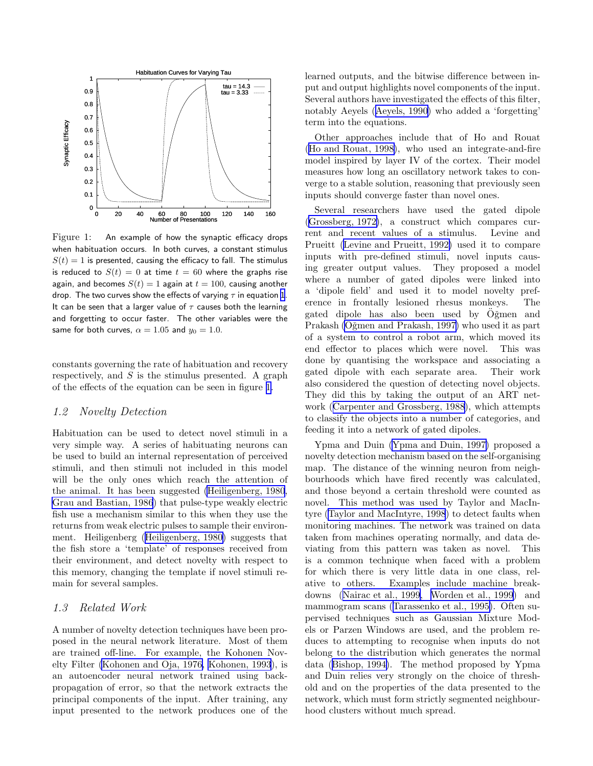Figure 1: An example of how the synaptic efficacy drops when habituation occurs. In both curves, a constant stimulus $S(t) = 1$ is presented, causing the efficacy to fall. The stimulus is reduced to $S(t) = 0$ at time $t = 60$ where the graphs rise again, and becomes $S(t) = 1$ again at $t = 100$, causing another drop. The two curves show the effects of varying $\tau$ in equation 1. It can be seen that a larger value of $\tau$ causes both the learning and forgetting to occur faster. The other variables were the same for both curves, $\alpha = 1.05$ and $y_0 = 1.0$.

constants governing the rate of habituation and recovery respectively, and $S$ is the stimulus presented. A graph of the effects of the equation can be seen in figure 1.

### 1.2 Novelty Detection

Habituation can be used to detect novel stimuli in a very simple way. A series of habituating neurons can be used to build an internal representation of perceived stimuli, and then stimuli not included in this model will be the only ones which reach the attention of the animal. It has been suggested (Heiligenberg, 1980, Grau and Bastian, 1986) that pulse-type weakly electric fish use a mechanism similar to this when they use the returns from weak electric pulses to sample their environment. Heiligenberg (Heiligenberg, 1980) suggests that the fish store a 'template' of responses received from their environment, and detect novelty with respect to this memory, changing the template if novel stimuli remain for several samples.

### 1.3 Related Work

A number of novelty detection techniques have been proposed in the neural network literature. Most of them are trained off-line. For example, the Kohonen Novelty Filter (Kohonen and Oja, 1976, Kohonen, 1993), is an autoencoder neural network trained using back-propagation of error, so that the network extracts the principal components of the input. After training, any input presented to the network produces one of the learned outputs, and the bitwise difference between input and output highlights novel components of the input. Several authors have investigated the effects of this filter, notably Aeyels (Aeyels, 1990) who added a 'forgetting' term into the equations.

Other approaches include that of Ho and Rouat (Ho and Rouat, 1998), who used an integrate-and-fire model inspired by layer IV of the cortex. Their model measures how long an oscillatory network takes to converge to a stable solution, reasoning that previously seen inputs should converge faster than novel ones.

Several researchers have used the gated dipole (Grossberg, 1972), a construct which compares current and recent values of a stimulus. Levine and Prueitt (Levine and Prueitt, 1992) used it to compare inputs with pre-defined stimuli, novel inputs causing greater output values. They proposed a model where a number of gated dipoles were linked into a 'dipole field' and used it to model novelty preference in frontally lesioned rhesus monkeys. The gated dipole has also been used by Öğmen and Prakash (Öğmen and Prakash, 1997) who used it as part of a system to control a robot arm, which moved its end effector to places which were novel. This was done by quantising the workspace and associating a gated dipole with each separate area. Their work also considered the question of detecting novel objects. They did this by taking the output of an ART network (Carpenter and Grossberg, 1988), which attempts to classify the objects into a number of categories, and feeding it into a network of gated dipoles.

Ypma and Duin (Ypma and Duin, 1997) proposed a novelty detection mechanism based on the self-organising map. The distance of the winning neuron from neighbourhoods which have fired recently was calculated, and those beyond a certain threshold were counted as novel. This method was used by Taylor and MacIntyre (Taylor and MacIntyre, 1998) to detect faults when monitoring machines. The network was trained on data taken from machines operating normally, and data deviating from this pattern was taken as novel. This is a common technique when faced with a problem for which there is very little data in one class, relative to others. Examples include machine breakdowns (Nairac et al., 1999, Worden et al., 1999) and mammogram scans (Tarassenko et al., 1995). Often supervised techniques such as Gaussian Mixture Models or Parzen Windows are used, and the problem reduces to attempting to recognise when inputs do not belong to the distribution which generates the normal data (Bishop, 1994). The method proposed by Ypma and Duin relies very strongly on the choice of threshold and on the properties of the data presented to the network, which must form strictly segmented neighbourhood clusters without much spread.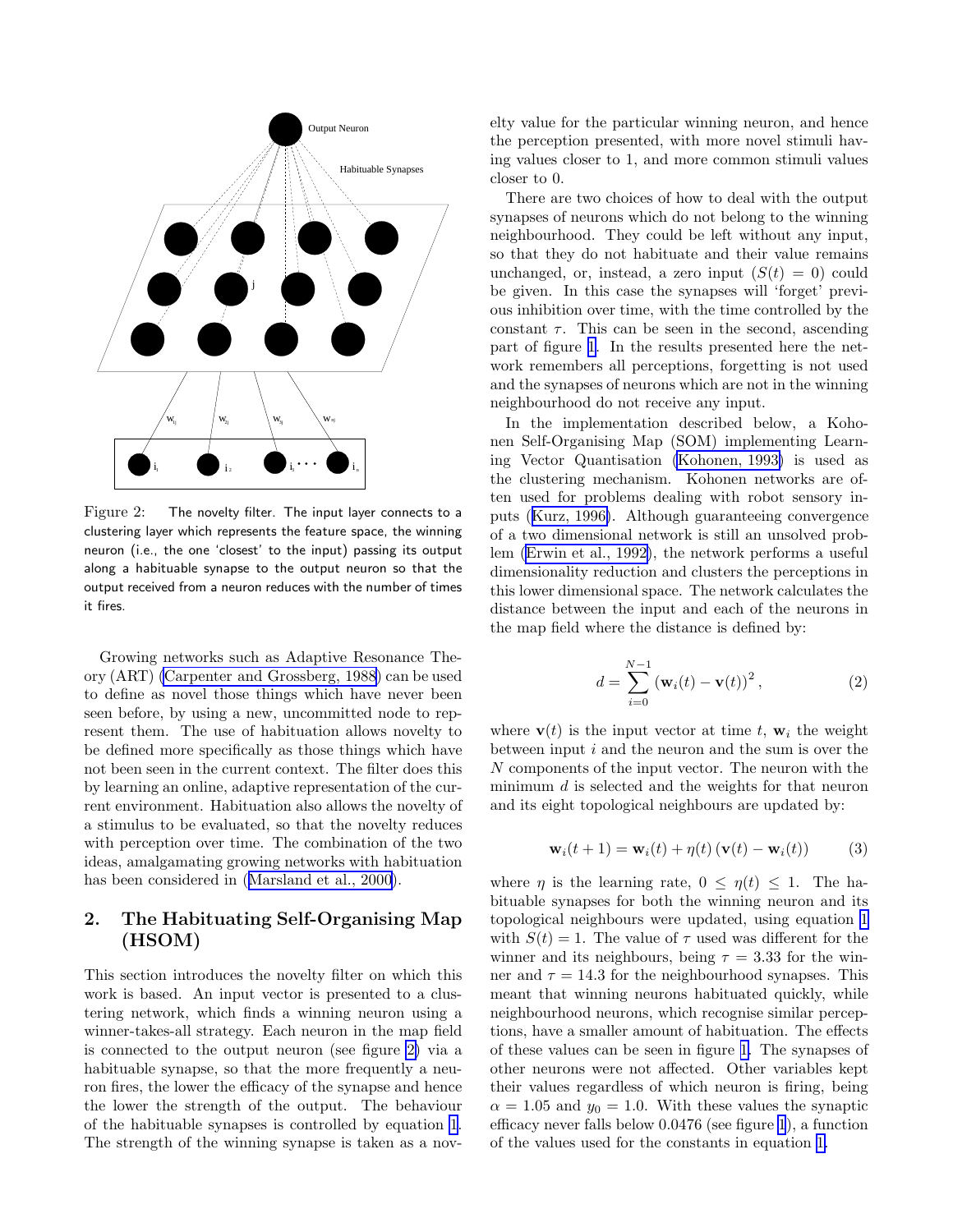Figure 2: The novelty filter. The input layer connects to a clustering layer which represents the feature space, the winning neuron (i.e., the one 'closest' to the input) passing its output along a habituable synapse to the output neuron so that the output received from a neuron reduces with the number of times it fires.

Growing networks such as Adaptive Resonance Theory (ART) (Carpenter and Grossberg, 1988) can be used to define as novel those things which have never been seen before, by using a new, uncommitted node to represent them. The use of habituation allows novelty to be defined more specifically as those things which have not been seen in the current context. The filter does this by learning an online, adaptive representation of the current environment. Habituation also allows the novelty of a stimulus to be evaluated, so that the novelty reduces with perception over time. The combination of the two ideas, amalgamating growing networks with habituation has been considered in (Marsland et al., 2000).

## 2. The Habituating Self-Organising Map (HSOM)

This section introduces the novelty filter on which this work is based. An input vector is presented to a clustering network, which finds a winning neuron using a winner-takes-all strategy. Each neuron in the map field is connected to the output neuron (see figure 2) via a habituable synapse, so that the more frequently a neuron fires, the lower the efficacy of the synapse and hence the lower the strength of the output. The behaviour of the habituable synapses is controlled by equation 1. The strength of the winning synapse is taken as a novelty value for the particular winning neuron, and hence the perception presented, with more novel stimuli having values closer to 1, and more common stimuli values closer to 0.

There are two choices of how to deal with the output synapses of neurons which do not belong to the winning neighbourhood. They could be left without any input, so that they do not habituate and their value remains unchanged, or, instead, a zero input ($S(t) = 0$) could be given. In this case the synapses will 'forget' previous inhibition over time, with the time controlled by the constant $\tau$. This can be seen in the second, ascending part of figure 1. In the results presented here the network remembers all perceptions, forgetting is not used and the synapses of neurons which are not in the winning neighbourhood do not receive any input.

In the implementation described below, a Kohonen Self-Organising Map (SOM) implementing Learning Vector Quantisation (Kohonen, 1993) is used as the clustering mechanism. Kohonen networks are often used for problems dealing with robot sensory inputs (Kurz, 1996). Although guaranteeing convergence of a two dimensional network is still an unsolved problem (Erwin et al., 1992), the network performs a useful dimensionality reduction and clusters the perceptions in this lower dimensional space. The network calculates the distance between the input and each of the neurons in the map field where the distance is defined by:

$$d = \sum_{i=0}^{N-1} \left(\mathbf{w}_i(t) - \mathbf{v}(t)\right)^2, \qquad (2)$$

where $\mathbf{v}(t)$ is the input vector at time $t$, $\mathbf{w}_i$ the weight between input $i$ and the neuron and the sum is over the $N$ components of the input vector. The neuron with the minimum $d$ is selected and the weights for that neuron and its eight topological neighbours are updated by:

$$\mathbf{w}_i(t+1) = \mathbf{w}_i(t) + \eta(t)\left(\mathbf{v}(t) - \mathbf{w}_i(t)\right) \qquad (3)$$

where $\eta$ is the learning rate, $0 \leq \eta(t) \leq 1$. The habituable synapses for both the winning neuron and its topological neighbours were updated, using equation 1 with $S(t) = 1$. The value of $\tau$ used was different for the winner and its neighbours, being $\tau = 3.33$ for the winner and $\tau = 14.3$ for the neighbourhood synapses. This meant that winning neurons habituated quickly, while neighbourhood neurons, which recognise similar perceptions, have a smaller amount of habituation. The effects of these values can be seen in figure 1. The synapses of other neurons were not affected. Other variables kept their values regardless of which neuron is firing, being $\alpha = 1.05$ and $y_0 = 1.0$. With these values the synaptic efficacy never falls below 0.0476 (see figure 1), a function of the values used for the constants in equation 1.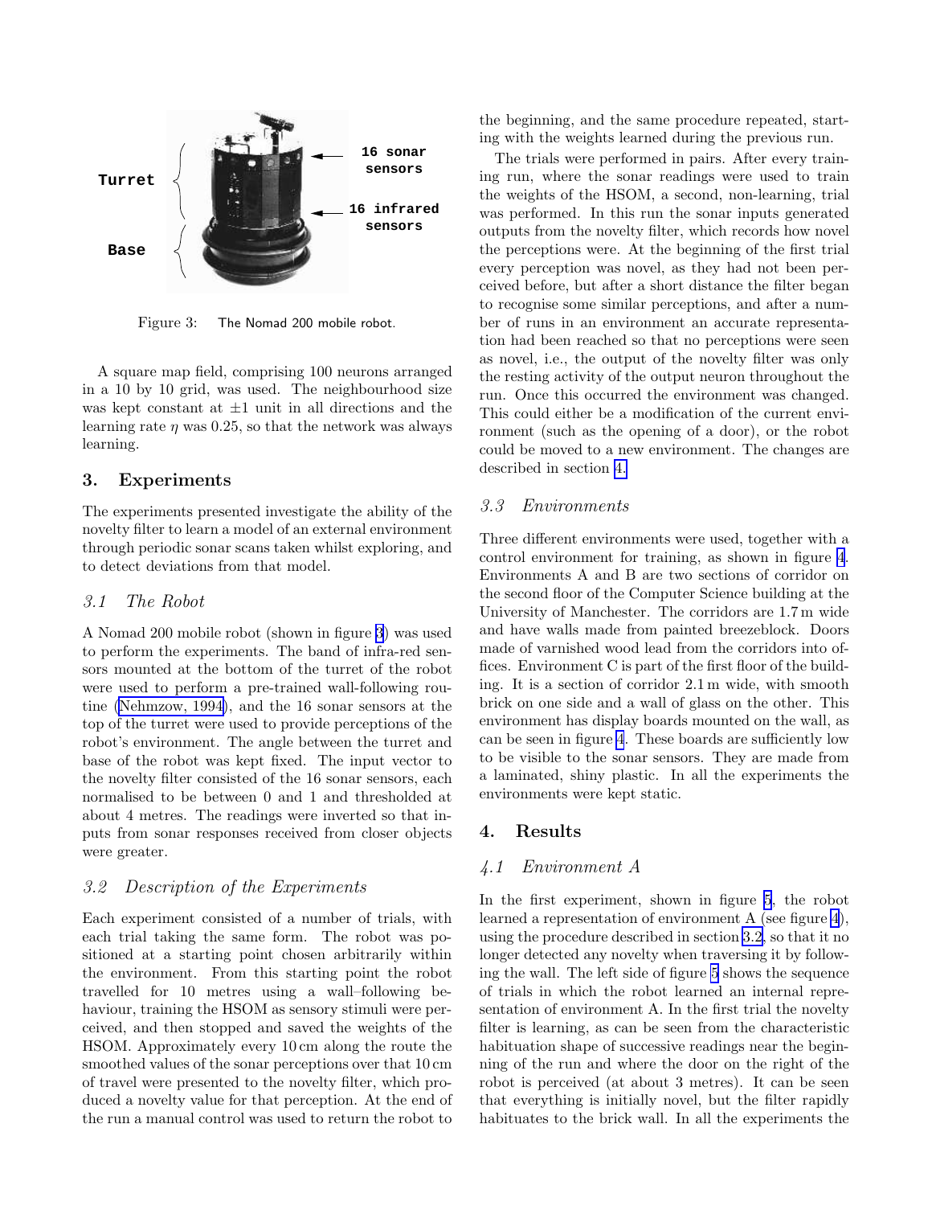Figure 3: The Nomad 200 mobile robot.

A square map field, comprising 100 neurons arranged in a 10 by 10 grid, was used. The neighbourhood size was kept constant at $\pm 1$ unit in all directions and the learning rate $\eta$ was 0.25, so that the network was always learning.

## 3. Experiments

The experiments presented investigate the ability of the novelty filter to learn a model of an external environment through periodic sonar scans taken whilst exploring, and to detect deviations from that model.

### 3.1 The Robot

A Nomad 200 mobile robot (shown in figure 3) was used to perform the experiments. The band of infra-red sensors mounted at the bottom of the turret of the robot were used to perform a pre-trained wall-following routine (Nehmzow, 1994), and the 16 sonar sensors at the top of the turret were used to provide perceptions of the robot's environment. The angle between the turret and base of the robot was kept fixed. The input vector to the novelty filter consisted of the 16 sonar sensors, each normalised to be between 0 and 1 and thresholded at about 4 metres. The readings were inverted so that inputs from sonar responses received from closer objects were greater.

### 3.2 Description of the Experiments

Each experiment consisted of a number of trials, with each trial taking the same form. The robot was positioned at a starting point chosen arbitrarily within the environment. From this starting point the robot travelled for 10 metres using a wall–following behaviour, training the HSOM as sensory stimuli were perceived, and then stopped and saved the weights of the HSOM. Approximately every 10 cm along the route the smoothed values of the sonar perceptions over that 10 cm of travel were presented to the novelty filter, which produced a novelty value for that perception. At the end of the run a manual control was used to return the robot to the beginning, and the same procedure repeated, starting with the weights learned during the previous run.

The trials were performed in pairs. After every training run, where the sonar readings were used to train the weights of the HSOM, a second, non-learning, trial was performed. In this run the sonar inputs generated outputs from the novelty filter, which records how novel the perceptions were. At the beginning of the first trial every perception was novel, as they had not been perceived before, but after a short distance the filter began to recognise some similar perceptions, and after a number of runs in an environment an accurate representation had been reached so that no perceptions were seen as novel, i.e., the output of the novelty filter was only the resting activity of the output neuron throughout the run. Once this occurred the environment was changed. This could either be a modification of the current environment (such as the opening of a door), or the robot could be moved to a new environment. The changes are described in section 4.

### 3.3 Environments

Three different environments were used, together with a control environment for training, as shown in figure 4. Environments A and B are two sections of corridor on the second floor of the Computer Science building at the University of Manchester. The corridors are 1.7 m wide and have walls made from painted breezeblock. Doors made of varnished wood lead from the corridors into offices. Environment C is part of the first floor of the building. It is a section of corridor 2.1 m wide, with smooth brick on one side and a wall of glass on the other. This environment has display boards mounted on the wall, as can be seen in figure 4. These boards are sufficiently low to be visible to the sonar sensors. They are made from a laminated, shiny plastic. In all the experiments the environments were kept static.

## 4. Results

### 4.1 Environment A

In the first experiment, shown in figure 5, the robot learned a representation of environment A (see figure 4), using the procedure described in section 3.2, so that it no longer detected any novelty when traversing it by following the wall. The left side of figure 5 shows the sequence of trials in which the robot learned an internal representation of environment A. In the first trial the novelty filter is learning, as can be seen from the characteristic habituation shape of successive readings near the beginning of the run and where the door on the right of the robot is perceived (at about 3 metres). It can be seen that everything is initially novel, but the filter rapidly habituates to the brick wall. In all the experiments the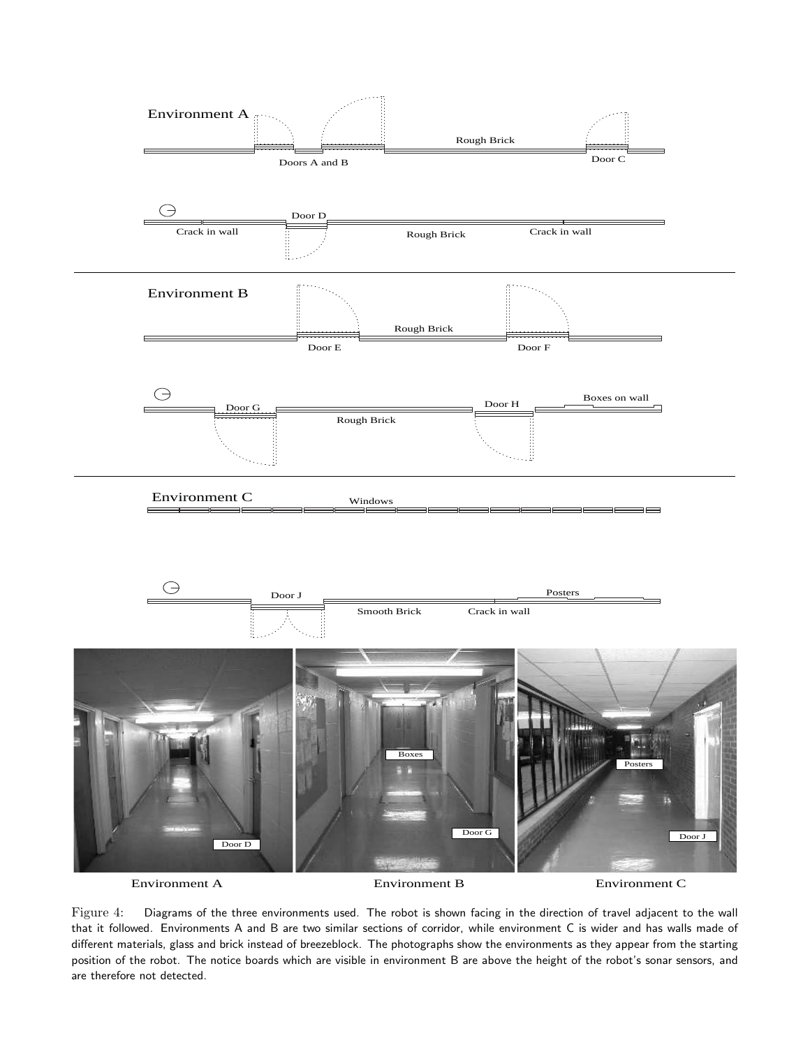Figure 4: Diagrams of the three environments used. The robot is shown facing in the direction of travel adjacent to the wall that it followed. Environments A and B are two similar sections of corridor, while environment C is wider and has walls made of different materials, glass and brick instead of breezeblock. The photographs show the environments as they appear from the starting position of the robot. The notice boards which are visible in environment B are above the height of the robot's sonar sensors, and are therefore not detected.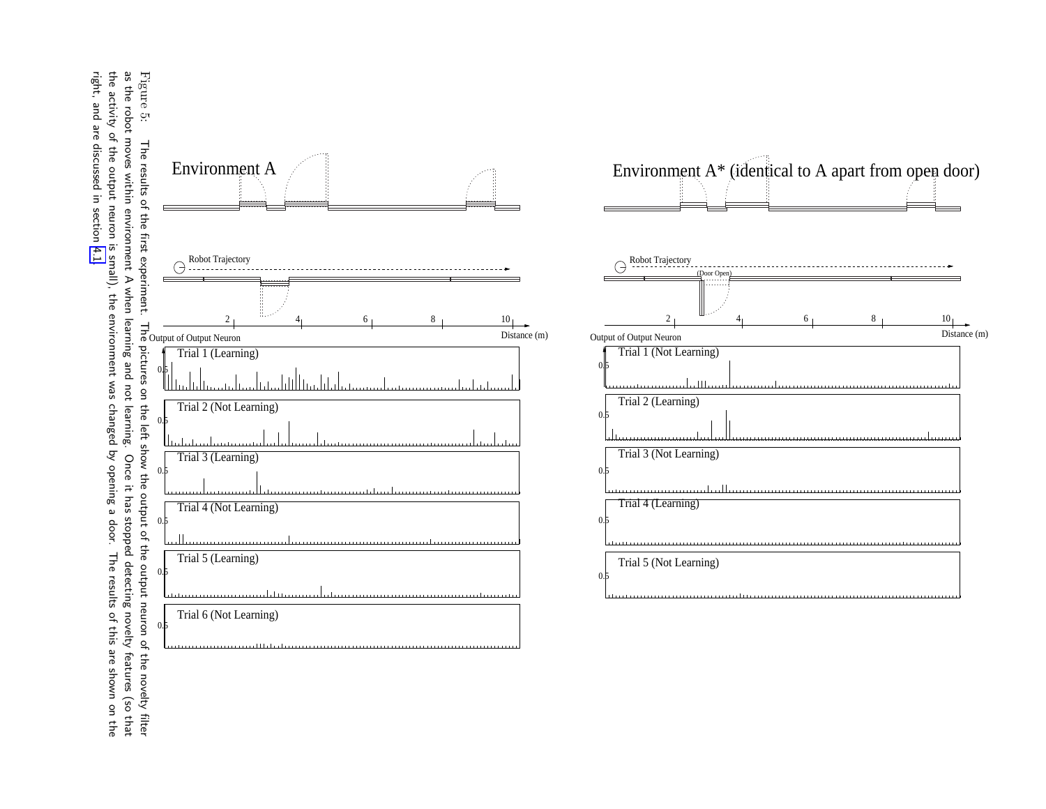Environment A

Environment A* (identical to A apart from open door)

Figure 5: The results of the first experiment. The pictures on the left show the output of the output neuron of the novelty filter as the robot moves within environment A when learning and not learning. Once it has stopped detecting novelty features (so that the activity of the output neuron is small), the environment was changed by opening a door. The results of this are shown on the right, and are discussed in section 4.1.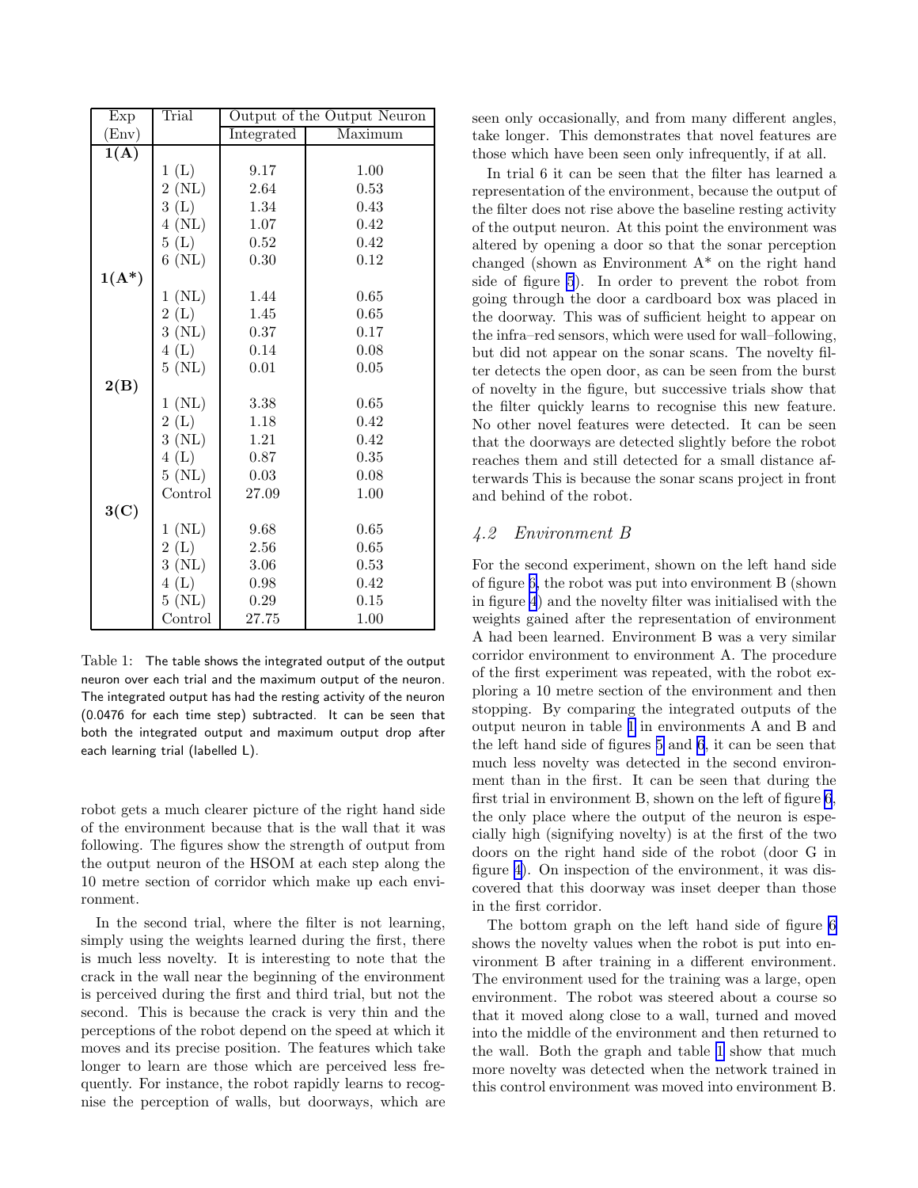| Exp (Env) | Trial | Output of the Output Neuron | |
|---|---|---|---|
| | | Integrated | Maximum |
| **1(A)** | | | |
| | 1 (L) | 9.17 | 1.00 |
| | 2 (NL) | 2.64 | 0.53 |
| | 3 (L) | 1.34 | 0.43 |
| | 4 (NL) | 1.07 | 0.42 |
| | 5 (L) | 0.52 | 0.42 |
| | 6 (NL) | 0.30 | 0.12 |
| **1(A*)** | | | |
| | 1 (NL) | 1.44 | 0.65 |
| | 2 (L) | 1.45 | 0.65 |
| | 3 (NL) | 0.37 | 0.17 |
| | 4 (L) | 0.14 | 0.08 |
| | 5 (NL) | 0.01 | 0.05 |
| **2(B)** | | | |
| | 1 (NL) | 3.38 | 0.65 |
| | 2 (L) | 1.18 | 0.42 |
| | 3 (NL) | 1.21 | 0.42 |
| | 4 (L) | 0.87 | 0.35 |
| | 5 (NL) | 0.03 | 0.08 |
| | Control | 27.09 | 1.00 |
| **3(C)** | | | |
| | 1 (NL) | 9.68 | 0.65 |
| | 2 (L) | 2.56 | 0.65 |
| | 3 (NL) | 3.06 | 0.53 |
| | 4 (L) | 0.98 | 0.42 |
| | 5 (NL) | 0.29 | 0.15 |
| | Control | 27.75 | 1.00 |

Table 1: The table shows the integrated output of the output neuron over each trial and the maximum output of the neuron. The integrated output has had the resting activity of the neuron (0.0476 for each time step) subtracted. It can be seen that both the integrated output and maximum output drop after each learning trial (labelled L).

robot gets a much clearer picture of the right hand side of the environment because that is the wall that it was following. The figures show the strength of output from the output neuron of the HSOM at each step along the 10 metre section of corridor which make up each environment.

In the second trial, where the filter is not learning, simply using the weights learned during the first, there is much less novelty. It is interesting to note that the crack in the wall near the beginning of the environment is perceived during the first and third trial, but not the second. This is because the crack is very thin and the perceptions of the robot depend on the speed at which it moves and its precise position. The features which take longer to learn are those which are perceived less frequently. For instance, the robot rapidly learns to recognise the perception of walls, but doorways, which are seen only occasionally, and from many different angles, take longer. This demonstrates that novel features are those which have been seen only infrequently, if at all.

In trial 6 it can be seen that the filter has learned a representation of the environment, because the output of the filter does not rise above the baseline resting activity of the output neuron. At this point the environment was altered by opening a door so that the sonar perception changed (shown as Environment A* on the right hand side of figure 5). In order to prevent the robot from going through the door a cardboard box was placed in the doorway. This was of sufficient height to appear on the infra–red sensors, which were used for wall–following, but did not appear on the sonar scans. The novelty filter detects the open door, as can be seen from the burst of novelty in the figure, but successive trials show that the filter quickly learns to recognise this new feature. No other novel features were detected. It can be seen that the doorways are detected slightly before the robot reaches them and still detected for a small distance afterwards This is because the sonar scans project in front and behind of the robot.

### *4.2 Environment B*

For the second experiment, shown on the left hand side of figure 6, the robot was put into environment B (shown in figure 4) and the novelty filter was initialised with the weights gained after the representation of environment A had been learned. Environment B was a very similar corridor environment to environment A. The procedure of the first experiment was repeated, with the robot exploring a 10 metre section of the environment and then stopping. By comparing the integrated outputs of the output neuron in table 1 in environments A and B and the left hand side of figures 5 and 6, it can be seen that much less novelty was detected in the second environment than in the first. It can be seen that during the first trial in environment B, shown on the left of figure 6, the only place where the output of the neuron is especially high (signifying novelty) is at the first of the two doors on the right hand side of the robot (door G in figure 4). On inspection of the environment, it was discovered that this doorway was inset deeper than those in the first corridor.

The bottom graph on the left hand side of figure 6 shows the novelty values when the robot is put into environment B after training in a different environment. The environment used for the training was a large, open environment. The robot was steered about a course so that it moved along close to a wall, turned and moved into the middle of the environment and then returned to the wall. Both the graph and table 1 show that much more novelty was detected when the network trained in this control environment was moved into environment B.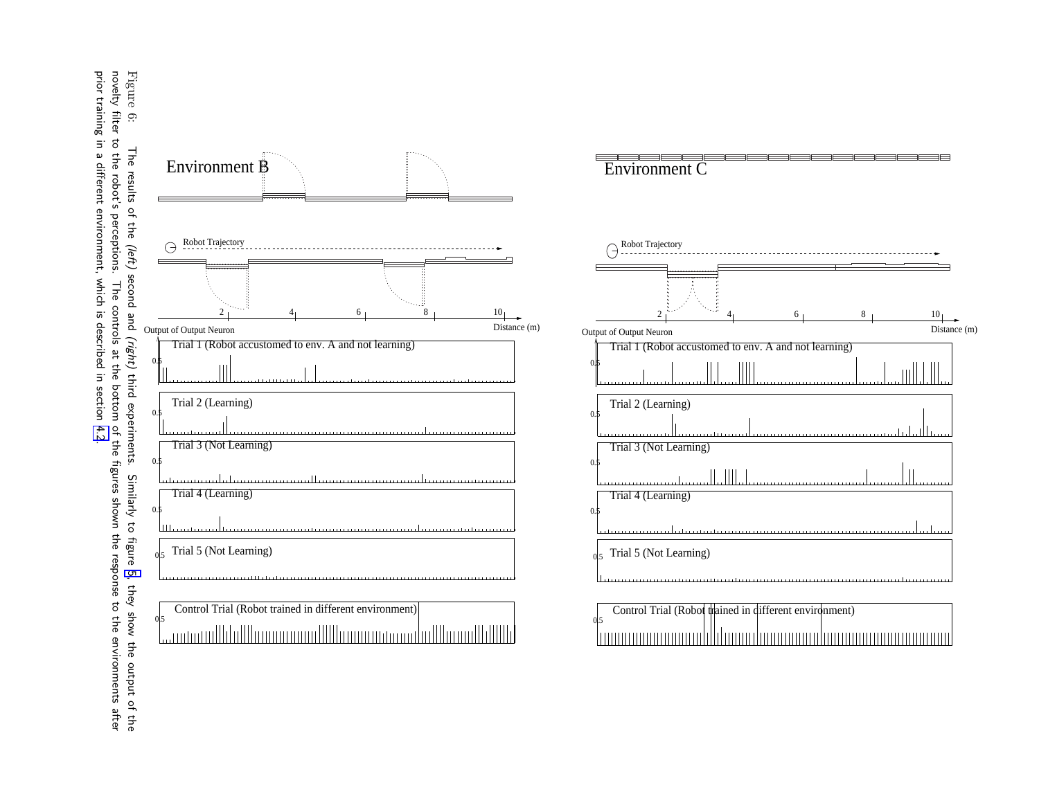Environment B

Robot Trajectory

Output of Output Neuron

Distance (m)

Trial 1 (Robot accustomed to env. A and not learning)

Trial 2 (Learning)

Trial 3 (Not Learning)

Trial 4 (Learning)

Trial 5 (Not Learning)

Control Trial (Robot trained in different environment)

Environment C

Robot Trajectory

Output of Output Neuron

Distance (m)

Trial 1 (Robot accustomed to env. A and not learning)

Trial 2 (Learning)

Trial 3 (Not Learning)

Trial 4 (Learning)

Trial 5 (Not Learning)

Control Trial (Robot trained in different environment)

Figure 6: The results of the *(left)* second and *(right)* third experiments. Similarly to figure 5, they show the output of the novelty filter to the robot's perceptions. The controls at the bottom of the figures shown the response to the environments after prior training in a different environment, which is described in section 4.2.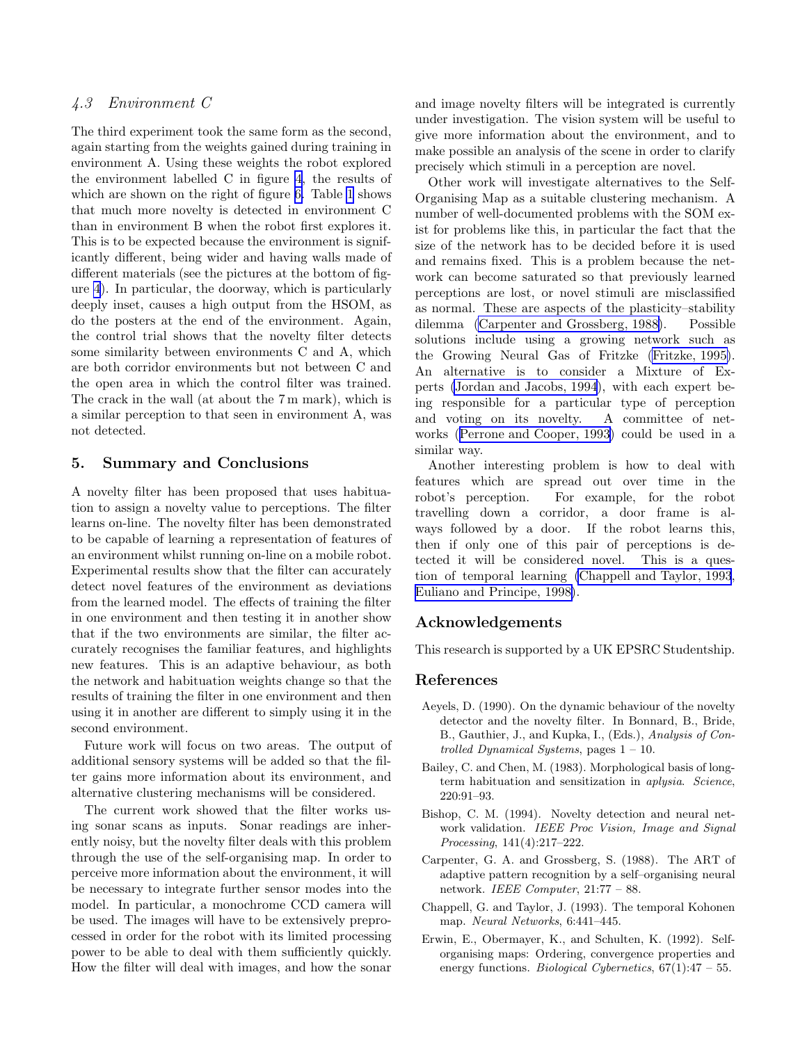### 4.3 Environment C

The third experiment took the same form as the second, again starting from the weights gained during training in environment A. Using these weights the robot explored the environment labelled C in figure 4, the results of which are shown on the right of figure 6. Table 1 shows that much more novelty is detected in environment C than in environment B when the robot first explores it. This is to be expected because the environment is significantly different, being wider and having walls made of different materials (see the pictures at the bottom of figure 4). In particular, the doorway, which is particularly deeply inset, causes a high output from the HSOM, as do the posters at the end of the environment. Again, the control trial shows that the novelty filter detects some similarity between environments C and A, which are both corridor environments but not between C and the open area in which the control filter was trained. The crack in the wall (at about the 7 m mark), which is a similar perception to that seen in environment A, was not detected.

## 5. Summary and Conclusions

A novelty filter has been proposed that uses habituation to assign a novelty value to perceptions. The filter learns on-line. The novelty filter has been demonstrated to be capable of learning a representation of features of an environment whilst running on-line on a mobile robot. Experimental results show that the filter can accurately detect novel features of the environment as deviations from the learned model. The effects of training the filter in one environment and then testing it in another show that if the two environments are similar, the filter accurately recognises the familiar features, and highlights new features. This is an adaptive behaviour, as both the network and habituation weights change so that the results of training the filter in one environment and then using it in another are different to simply using it in the second environment.

Future work will focus on two areas. The output of additional sensory systems will be added so that the filter gains more information about its environment, and alternative clustering mechanisms will be considered.

The current work showed that the filter works using sonar scans as inputs. Sonar readings are inherently noisy, but the novelty filter deals with this problem through the use of the self-organising map. In order to perceive more information about the environment, it will be necessary to integrate further sensor modes into the model. In particular, a monochrome CCD camera will be used. The images will have to be extensively preprocessed in order for the robot with its limited processing power to be able to deal with them sufficiently quickly. How the filter will deal with images, and how the sonar and image novelty filters will be integrated is currently under investigation. The vision system will be useful to give more information about the environment, and to make possible an analysis of the scene in order to clarify precisely which stimuli in a perception are novel.

Other work will investigate alternatives to the Self-Organising Map as a suitable clustering mechanism. A number of well-documented problems with the SOM exist for problems like this, in particular the fact that the size of the network has to be decided before it is used and remains fixed. This is a problem because the network can become saturated so that previously learned perceptions are lost, or novel stimuli are misclassified as normal. These are aspects of the plasticity–stability dilemma (Carpenter and Grossberg, 1988). Possible solutions include using a growing network such as the Growing Neural Gas of Fritzke (Fritzke, 1995). An alternative is to consider a Mixture of Experts (Jordan and Jacobs, 1994), with each expert being responsible for a particular type of perception and voting on its novelty. A committee of networks (Perrone and Cooper, 1993) could be used in a similar way.

Another interesting problem is how to deal with features which are spread out over time in the robot's perception. For example, for the robot travelling down a corridor, a door frame is always followed by a door. If the robot learns this, then if only one of this pair of perceptions is detected it will be considered novel. This is a question of temporal learning (Chappell and Taylor, 1993; Euliano and Principe, 1998).

## Acknowledgements

This research is supported by a UK EPSRC Studentship.

## References

Aeyels, D. (1990). On the dynamic behaviour of the novelty detector and the novelty filter. In Bonnard, B., Bride, B., Gauthier, J., and Kupka, I., (Eds.), *Analysis of Controlled Dynamical Systems*, pages 1 – 10.

Bailey, C. and Chen, M. (1983). Morphological basis of long-term habituation and sensitization in *aplysia*. *Science*, 220:91–93.

Bishop, C. M. (1994). Novelty detection and neural network validation. *IEEE Proc Vision, Image and Signal Processing*, 141(4):217–222.

Carpenter, G. A. and Grossberg, S. (1988). The ART of adaptive pattern recognition by a self–organising neural network. *IEEE Computer*, 21:77 – 88.

Chappell, G. and Taylor, J. (1993). The temporal Kohonen map. *Neural Networks*, 6:441–445.

Erwin, E., Obermayer, K., and Schulten, K. (1992). Self-organising maps: Ordering, convergence properties and energy functions. *Biological Cybernetics*, 67(1):47 – 55.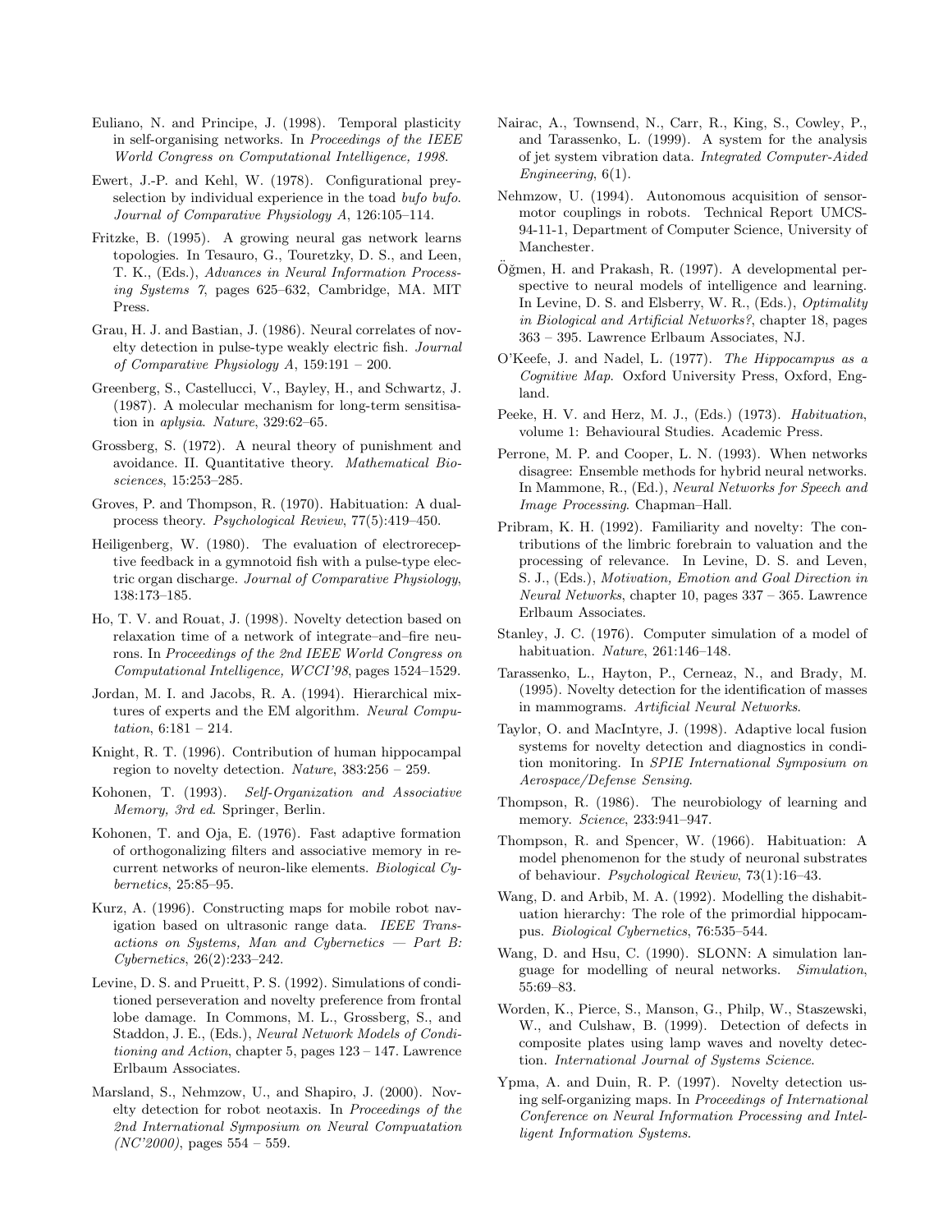Euliano, N. and Principe, J. (1998). Temporal plasticity in self-organising networks. In *Proceedings of the IEEE World Congress on Computational Intelligence, 1998*.

Ewert, J.-P. and Kehl, W. (1978). Configurational prey-selection by individual experience in the toad *bufo bufo*. *Journal of Comparative Physiology A*, 126:105–114.

Fritzke, B. (1995). A growing neural gas network learns topologies. In Tesauro, G., Touretzky, D. S., and Leen, T. K., (Eds.), *Advances in Neural Information Processing Systems 7*, pages 625–632, Cambridge, MA. MIT Press.

Grau, H. J. and Bastian, J. (1986). Neural correlates of novelty detection in pulse-type weakly electric fish. *Journal of Comparative Physiology A*, 159:191 – 200.

Greenberg, S., Castellucci, V., Bayley, H., and Schwartz, J. (1987). A molecular mechanism for long-term sensitisation in *aplysia*. *Nature*, 329:62–65.

Grossberg, S. (1972). A neural theory of punishment and avoidance. II. Quantitative theory. *Mathematical Biosciences*, 15:253–285.

Groves, P. and Thompson, R. (1970). Habituation: A dual-process theory. *Psychological Review*, 77(5):419–450.

Heiligenberg, W. (1980). The evaluation of electroreceptive feedback in a gymnotoid fish with a pulse-type electric organ discharge. *Journal of Comparative Physiology*, 138:173–185.

Ho, T. V. and Rouat, J. (1998). Novelty detection based on relaxation time of a network of integrate–and–fire neurons. In *Proceedings of the 2nd IEEE World Congress on Computational Intelligence, WCCI'98*, pages 1524–1529.

Jordan, M. I. and Jacobs, R. A. (1994). Hierarchical mixtures of experts and the EM algorithm. *Neural Computation*, 6:181 – 214.

Knight, R. T. (1996). Contribution of human hippocampal region to novelty detection. *Nature*, 383:256 – 259.

Kohonen, T. (1993). *Self-Organization and Associative Memory, 3rd ed*. Springer, Berlin.

Kohonen, T. and Oja, E. (1976). Fast adaptive formation of orthogonalizing filters and associative memory in recurrent networks of neuron-like elements. *Biological Cybernetics*, 25:85–95.

Kurz, A. (1996). Constructing maps for mobile robot navigation based on ultrasonic range data. *IEEE Transactions on Systems, Man and Cybernetics — Part B: Cybernetics*, 26(2):233–242.

Levine, D. S. and Prueitt, P. S. (1992). Simulations of conditioned perseveration and novelty preference from frontal lobe damage. In Commons, M. L., Grossberg, S., and Staddon, J. E., (Eds.), *Neural Network Models of Conditioning and Action*, chapter 5, pages 123 – 147. Lawrence Erlbaum Associates.

Marsland, S., Nehmzow, U., and Shapiro, J. (2000). Novelty detection for robot neotaxis. In *Proceedings of the 2nd International Symposium on Neural Compuatation (NC'2000)*, pages 554 – 559.

Nairac, A., Townsend, N., Carr, R., King, S., Cowley, P., and Tarassenko, L. (1999). A system for the analysis of jet system vibration data. *Integrated Computer-Aided Engineering*, 6(1).

Nehmzow, U. (1994). Autonomous acquisition of sensor-motor couplings in robots. Technical Report UMCS-94-11-1, Department of Computer Science, University of Manchester.

Öğmen, H. and Prakash, R. (1997). A developmental perspective to neural models of intelligence and learning. In Levine, D. S. and Elsberry, W. R., (Eds.), *Optimality in Biological and Artificial Networks?*, chapter 18, pages 363 – 395. Lawrence Erlbaum Associates, NJ.

O'Keefe, J. and Nadel, L. (1977). *The Hippocampus as a Cognitive Map*. Oxford University Press, Oxford, England.

Peeke, H. V. and Herz, M. J., (Eds.) (1973). *Habituation*, volume 1: Behavioural Studies. Academic Press.

Perrone, M. P. and Cooper, L. N. (1993). When networks disagree: Ensemble methods for hybrid neural networks. In Mammone, R., (Ed.), *Neural Networks for Speech and Image Processing*. Chapman–Hall.

Pribram, K. H. (1992). Familiarity and novelty: The contributions of the limbric forebrain to valuation and the processing of relevance. In Levine, D. S. and Leven, S. J., (Eds.), *Motivation, Emotion and Goal Direction in Neural Networks*, chapter 10, pages 337 – 365. Lawrence Erlbaum Associates.

Stanley, J. C. (1976). Computer simulation of a model of habituation. *Nature*, 261:146–148.

Tarassenko, L., Hayton, P., Cerneaz, N., and Brady, M. (1995). Novelty detection for the identification of masses in mammograms. *Artificial Neural Networks*.

Taylor, O. and MacIntyre, J. (1998). Adaptive local fusion systems for novelty detection and diagnostics in condition monitoring. In *SPIE International Symposium on Aerospace/Defense Sensing*.

Thompson, R. (1986). The neurobiology of learning and memory. *Science*, 233:941–947.

Thompson, R. and Spencer, W. (1966). Habituation: A model phenomenon for the study of neuronal substrates of behaviour. *Psychological Review*, 73(1):16–43.

Wang, D. and Arbib, M. A. (1992). Modelling the dishabituation hierarchy: The role of the primordial hippocampus. *Biological Cybernetics*, 76:535–544.

Wang, D. and Hsu, C. (1990). SLONN: A simulation language for modelling of neural networks. *Simulation*, 55:69–83.

Worden, K., Pierce, S., Manson, G., Philp, W., Staszewski, W., and Culshaw, B. (1999). Detection of defects in composite plates using lamp waves and novelty detection. *International Journal of Systems Science*.

Ypma, A. and Duin, R. P. (1997). Novelty detection using self-organizing maps. In *Proceedings of International Conference on Neural Information Processing and Intelligent Information Systems*.